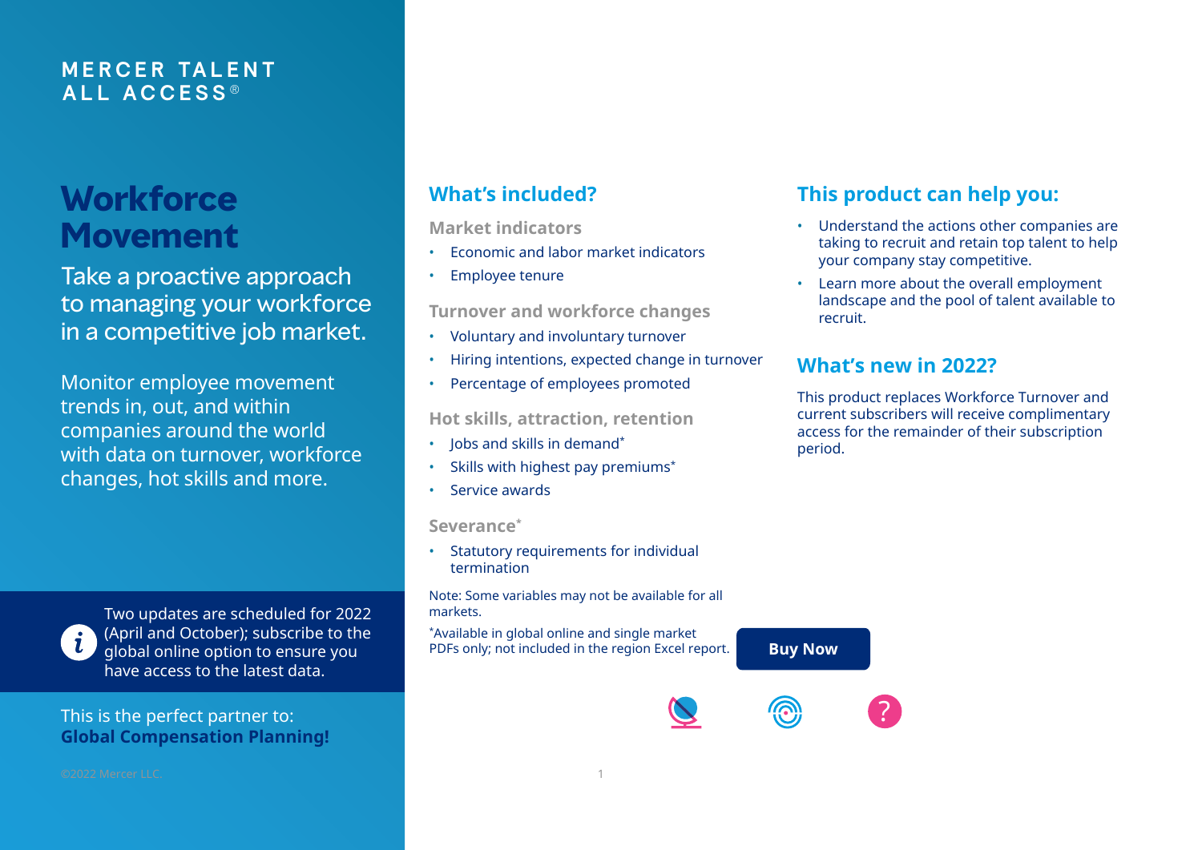MERCER TALENT ALL ACCESS®

# Workforce Movement

Take a proactive approach to managing your workforce in a competitive job market.

Monitor employee movement trends in, out, and within companies around the world with data on turnover, workforce changes, hot skills and more.

Two updates are scheduled for 2022 (April and October); subscribe to the global online option to ensure you have access to the latest data.

This is the perfect partner to: **Global Compensation Planning!**

## What's included?

### Market indicators

- Economic and labor market indicators
- Employee tenure

### Turnover and workforce changes

- Voluntary and involuntary turnover
- Hiring intentions, expected change in turnover
- Percentage of employees promoted

### Hot skills, attraction, retention

- Jobs and skills in demand*
- Skills with highest pay premiums*
- Service awards

### Severance*

- Statutory requirements for individual termination

Note: Some variables may not be available for all markets.

*Available in global online and single market PDFs only; not included in the region Excel report.

## This product can help you:

- Understand the actions other companies are taking to recruit and retain top talent to help your company stay competitive.
- Learn more about the overall employment landscape and the pool of talent available to recruit.

## What's new in 2022?

This product replaces Workforce Turnover and current subscribers will receive complimentary access for the remainder of their subscription period.

**Buy Now**

©2022 Mercer LLC.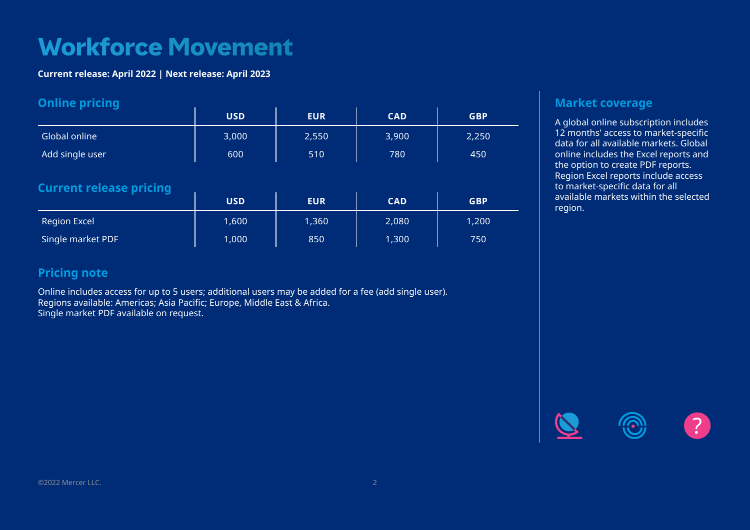# Workforce Movement

**Current release: April 2022 | Next release: April 2023**

## Online pricing

| | USD | EUR | CAD | GBP |
|---|---|---|---|---|
| Global online | 3,000 | 2,550 | 3,900 | 2,250 |
| Add single user | 600 | 510 | 780 | 450 |

## Current release pricing

| | USD | EUR | CAD | GBP |
|---|---|---|---|---|
| Region Excel | 1,600 | 1,360 | 2,080 | 1,200 |
| Single market PDF | 1,000 | 850 | 1,300 | 750 |

## Pricing note

Online includes access for up to 5 users; additional users may be added for a fee (add single user).
Regions available: Americas; Asia Pacific; Europe, Middle East & Africa.
Single market PDF available on request.

## Market coverage

A global online subscription includes 12 months' access to market-specific data for all available markets. Global online includes the Excel reports and the option to create PDF reports. Region Excel reports include access to market-specific data for all available markets within the selected region.

©2022 Mercer LLC.